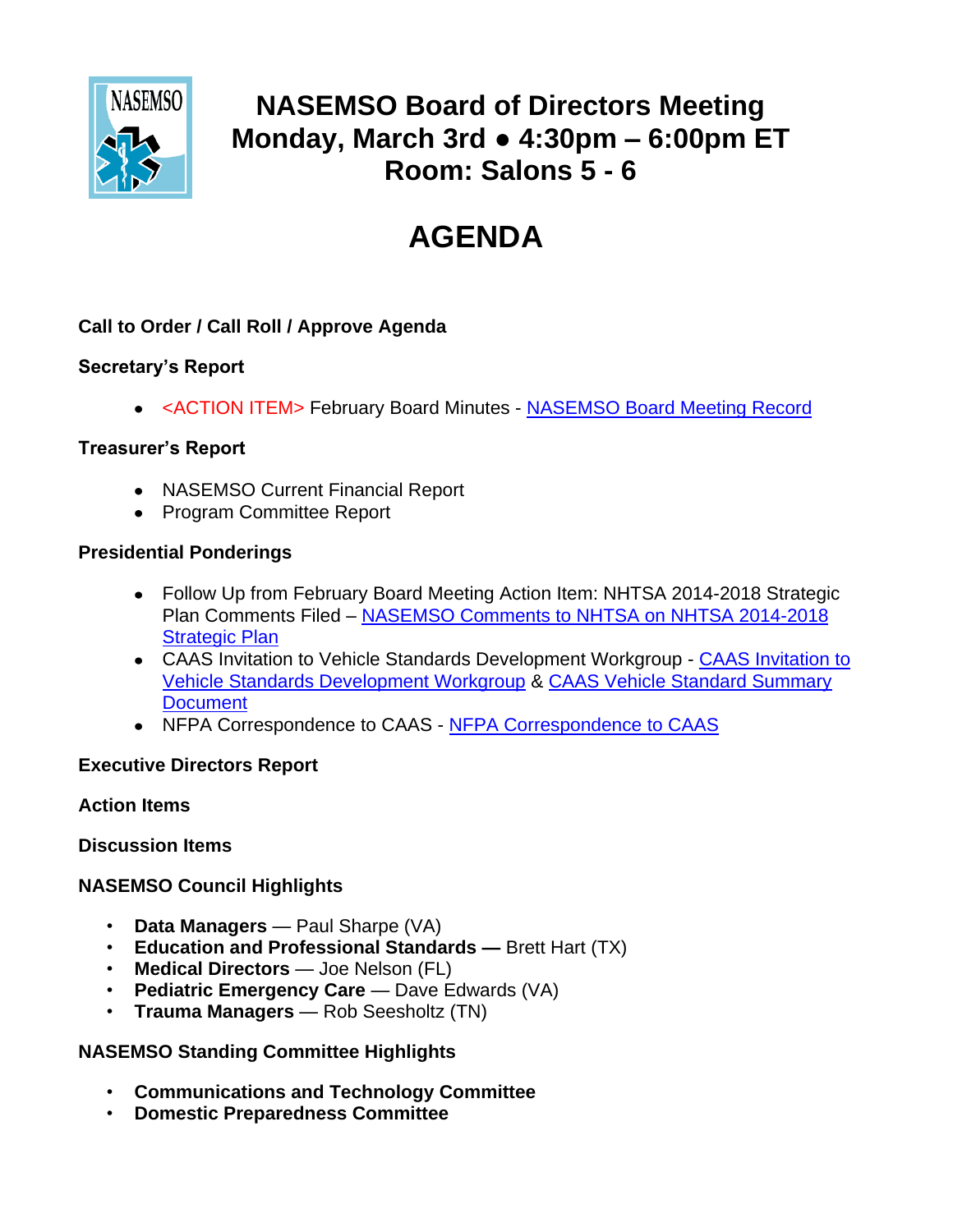# NASEMSO Board of Directors Meeting
# Monday, March 3rd ● 4:30pm – 6:00pm ET
# Room: Salons 5 - 6

# AGENDA

**Call to Order / Call Roll / Approve Agenda**

**Secretary's Report**

- <ACTION ITEM> February Board Minutes - NASEMSO Board Meeting Record

**Treasurer's Report**

- NASEMSO Current Financial Report
- Program Committee Report

**Presidential Ponderings**

- Follow Up from February Board Meeting Action Item: NHTSA 2014-2018 Strategic Plan Comments Filed – NASEMSO Comments to NHTSA on NHTSA 2014-2018 Strategic Plan
- CAAS Invitation to Vehicle Standards Development Workgroup - CAAS Invitation to Vehicle Standards Development Workgroup & CAAS Vehicle Standard Summary Document
- NFPA Correspondence to CAAS - NFPA Correspondence to CAAS

**Executive Directors Report**

**Action Items**

**Discussion Items**

**NASEMSO Council Highlights**

- **Data Managers** — Paul Sharpe (VA)
- **Education and Professional Standards —** Brett Hart (TX)
- **Medical Directors** — Joe Nelson (FL)
- **Pediatric Emergency Care** — Dave Edwards (VA)
- **Trauma Managers** — Rob Seesholtz (TN)

**NASEMSO Standing Committee Highlights**

- **Communications and Technology Committee**
- **Domestic Preparedness Committee**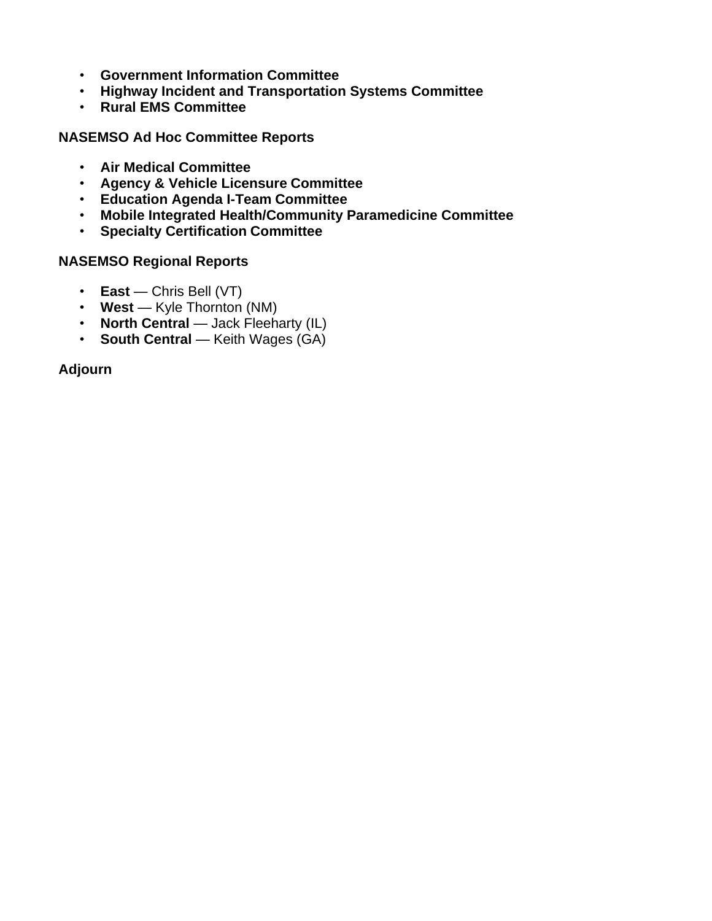- **Government Information Committee**
- **Highway Incident and Transportation Systems Committee**
- **Rural EMS Committee**

**NASEMSO Ad Hoc Committee Reports**

- **Air Medical Committee**
- **Agency & Vehicle Licensure Committee**
- **Education Agenda I-Team Committee**
- **Mobile Integrated Health/Community Paramedicine Committee**
- **Specialty Certification Committee**

**NASEMSO Regional Reports**

- **East** — Chris Bell (VT)
- **West** — Kyle Thornton (NM)
- **North Central** — Jack Fleeharty (IL)
- **South Central** — Keith Wages (GA)

**Adjourn**